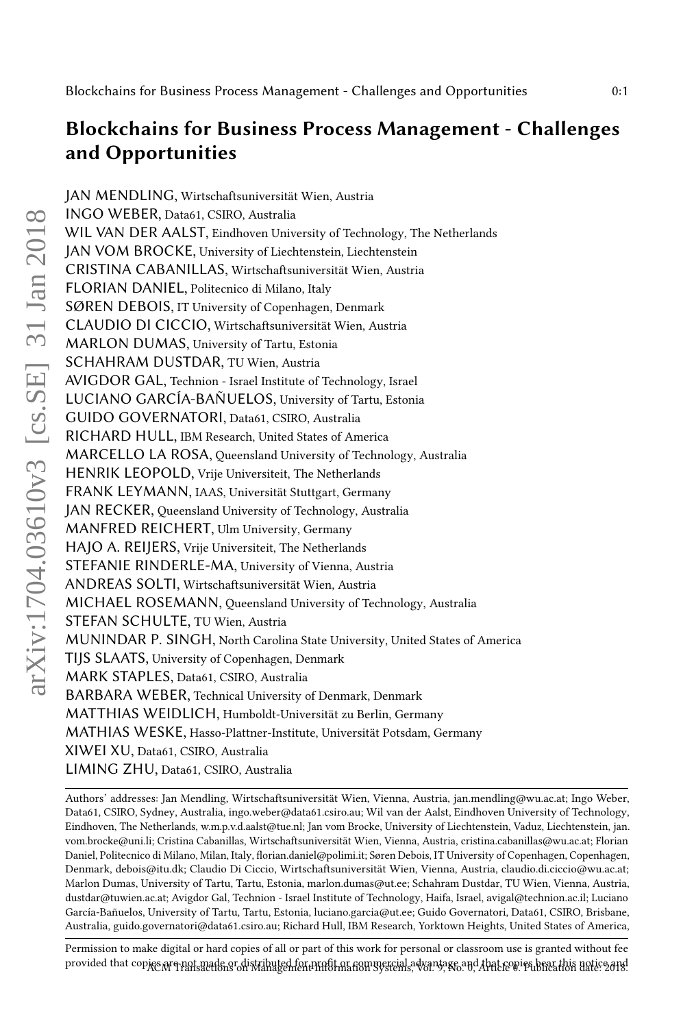# Blockchains for Business Process Management - Challenges and Opportunities

JAN MENDLING, Wirtschaftsuniversität Wien, Austria
INGO WEBER, Data61, CSIRO, Australia
WIL VAN DER AALST, Eindhoven University of Technology, The Netherlands
JAN VOM BROCKE, University of Liechtenstein, Liechtenstein
CRISTINA CABANILLAS, Wirtschaftsuniversität Wien, Austria
FLORIAN DANIEL, Politecnico di Milano, Italy
SØREN DEBOIS, IT University of Copenhagen, Denmark
CLAUDIO DI CICCIO, Wirtschaftsuniversität Wien, Austria
MARLON DUMAS, University of Tartu, Estonia
SCHAHRAM DUSTDAR, TU Wien, Austria
AVIGDOR GAL, Technion - Israel Institute of Technology, Israel
LUCIANO GARCÍA-BAÑUELOS, University of Tartu, Estonia
GUIDO GOVERNATORI, Data61, CSIRO, Australia
RICHARD HULL, IBM Research, United States of America
MARCELLO LA ROSA, Queensland University of Technology, Australia
HENRIK LEOPOLD, Vrije Universiteit, The Netherlands
FRANK LEYMANN, IAAS, Universität Stuttgart, Germany
JAN RECKER, Queensland University of Technology, Australia
MANFRED REICHERT, Ulm University, Germany
HAJO A. REIJERS, Vrije Universiteit, The Netherlands
STEFANIE RINDERLE-MA, University of Vienna, Austria
ANDREAS SOLTI, Wirtschaftsuniversität Wien, Austria
MICHAEL ROSEMANN, Queensland University of Technology, Australia
STEFAN SCHULTE, TU Wien, Austria
MUNINDAR P. SINGH, North Carolina State University, United States of America
TIJS SLAATS, University of Copenhagen, Denmark
MARK STAPLES, Data61, CSIRO, Australia
BARBARA WEBER, Technical University of Denmark, Denmark
MATTHIAS WEIDLICH, Humboldt-Universität zu Berlin, Germany
MATHIAS WESKE, Hasso-Plattner-Institute, Universität Potsdam, Germany
XIWEI XU, Data61, CSIRO, Australia
LIMING ZHU, Data61, CSIRO, Australia

---

Authors' addresses: Jan Mendling, Wirtschaftsuniversität Wien, Vienna, Austria, jan.mendling@wu.ac.at; Ingo Weber, Data61, CSIRO, Sydney, Australia, ingo.weber@data61.csiro.au; Wil van der Aalst, Eindhoven University of Technology, Eindhoven, The Netherlands, w.m.p.v.d.aalst@tue.nl; Jan vom Brocke, University of Liechtenstein, Vaduz, Liechtenstein, jan.vom.brocke@uni.li; Cristina Cabanillas, Wirtschaftsuniversität Wien, Vienna, Austria, cristina.cabanillas@wu.ac.at; Florian Daniel, Politecnico di Milano, Milan, Italy, florian.daniel@polimi.it; Søren Debois, IT University of Copenhagen, Copenhagen, Denmark, debois@itu.dk; Claudio Di Ciccio, Wirtschaftsuniversität Wien, Vienna, Austria, claudio.di.ciccio@wu.ac.at; Marlon Dumas, University of Tartu, Tartu, Estonia, marlon.dumas@ut.ee; Schahram Dustdar, TU Wien, Vienna, Austria, dustdar@tuwien.ac.at; Avigdor Gal, Technion - Israel Institute of Technology, Haifa, Israel, avigal@technion.ac.il; Luciano García-Bañuelos, University of Tartu, Tartu, Estonia, luciano.garcia@ut.ee; Guido Governatori, Data61, CSIRO, Brisbane, Australia, guido.governatori@data61.csiro.au; Richard Hull, IBM Research, Yorktown Heights, United States of America,

---

Permission to make digital or hard copies of all or part of this work for personal or classroom use is granted without fee provided that copies are not made or distributed for profit or commercial advantage and that copies bear this notice and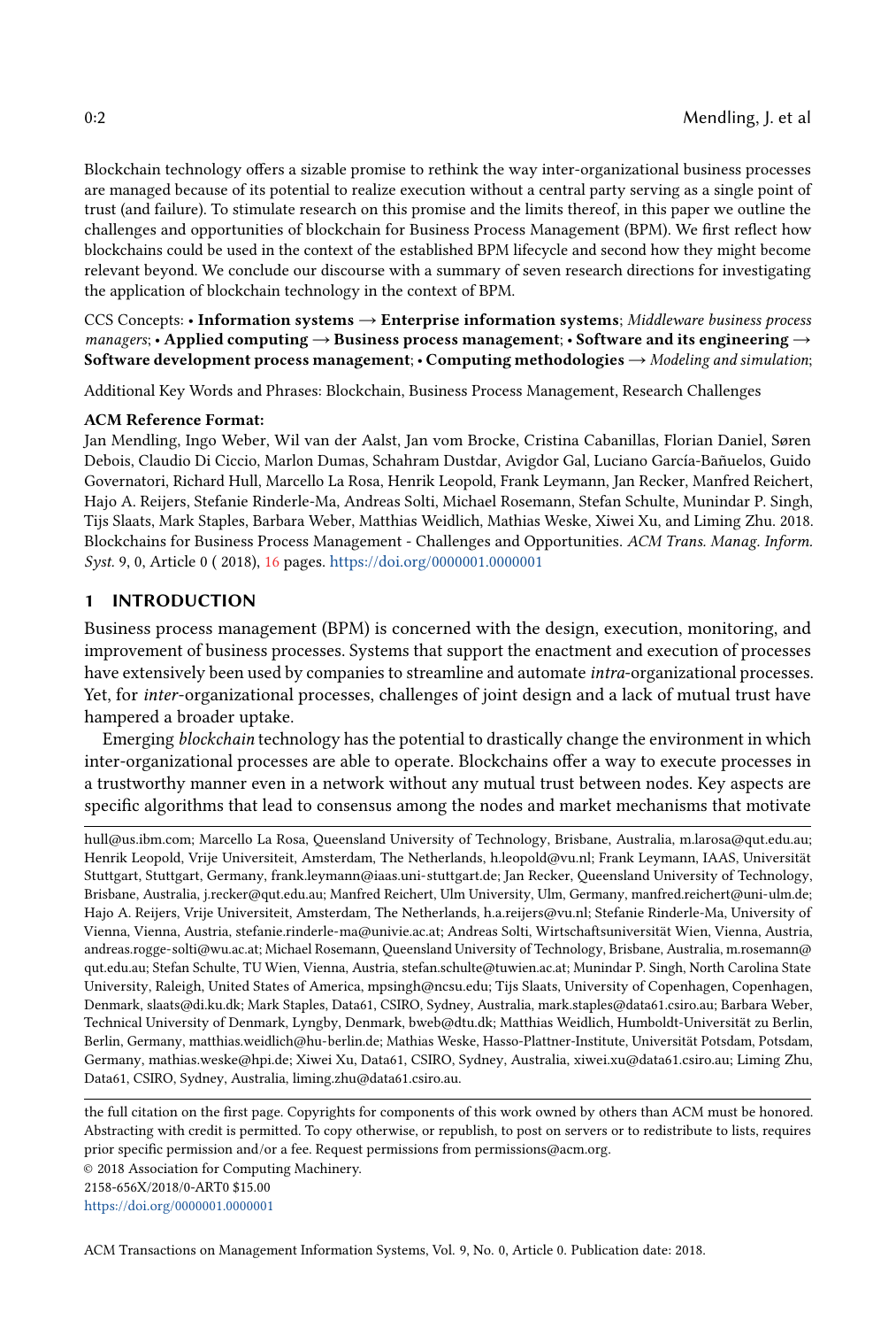Blockchain technology offers a sizable promise to rethink the way inter-organizational business processes are managed because of its potential to realize execution without a central party serving as a single point of trust (and failure). To stimulate research on this promise and the limits thereof, in this paper we outline the challenges and opportunities of blockchain for Business Process Management (BPM). We first reflect how blockchains could be used in the context of the established BPM lifecycle and second how they might become relevant beyond. We conclude our discourse with a summary of seven research directions for investigating the application of blockchain technology in the context of BPM.

CCS Concepts: • **Information systems → Enterprise information systems**; *Middleware business process managers*; • **Applied computing → Business process management**; • **Software and its engineering → Software development process management**; • **Computing methodologies →** *Modeling and simulation*;

Additional Key Words and Phrases: Blockchain, Business Process Management, Research Challenges

**ACM Reference Format:**
Jan Mendling, Ingo Weber, Wil van der Aalst, Jan vom Brocke, Cristina Cabanillas, Florian Daniel, Søren Debois, Claudio Di Ciccio, Marlon Dumas, Schahram Dustdar, Avigdor Gal, Luciano García-Bañuelos, Guido Governatori, Richard Hull, Marcello La Rosa, Henrik Leopold, Frank Leymann, Jan Recker, Manfred Reichert, Hajo A. Reijers, Stefanie Rinderle-Ma, Andreas Solti, Michael Rosemann, Stefan Schulte, Munindar P. Singh, Tijs Slaats, Mark Staples, Barbara Weber, Matthias Weidlich, Mathias Weske, Xiwei Xu, and Liming Zhu. 2018. Blockchains for Business Process Management - Challenges and Opportunities. *ACM Trans. Manag. Inform. Syst.* 9, 0, Article 0 ( 2018), 16 pages. https://doi.org/0000001.0000001

## 1 INTRODUCTION

Business process management (BPM) is concerned with the design, execution, monitoring, and improvement of business processes. Systems that support the enactment and execution of processes have extensively been used by companies to streamline and automate *intra*-organizational processes. Yet, for *inter*-organizational processes, challenges of joint design and a lack of mutual trust have hampered a broader uptake.

Emerging *blockchain* technology has the potential to drastically change the environment in which inter-organizational processes are able to operate. Blockchains offer a way to execute processes in a trustworthy manner even in a network without any mutual trust between nodes. Key aspects are specific algorithms that lead to consensus among the nodes and market mechanisms that motivate

hull@us.ibm.com; Marcello La Rosa, Queensland University of Technology, Brisbane, Australia, m.larosa@qut.edu.au; Henrik Leopold, Vrije Universiteit, Amsterdam, The Netherlands, h.leopold@vu.nl; Frank Leymann, IAAS, Universität Stuttgart, Stuttgart, Germany, frank.leymann@iaas.uni-stuttgart.de; Jan Recker, Queensland University of Technology, Brisbane, Australia, j.recker@qut.edu.au; Manfred Reichert, Ulm University, Ulm, Germany, manfred.reichert@uni-ulm.de; Hajo A. Reijers, Vrije Universiteit, Amsterdam, The Netherlands, h.a.reijers@vu.nl; Stefanie Rinderle-Ma, University of Vienna, Vienna, Austria, stefanie.rinderle-ma@univie.ac.at; Andreas Solti, Wirtschaftsuniversität Wien, Vienna, Austria, andreas.rogge-solti@wu.ac.at; Michael Rosemann, Queensland University of Technology, Brisbane, Australia, m.rosemann@qut.edu.au; Stefan Schulte, TU Wien, Vienna, Austria, stefan.schulte@tuwien.ac.at; Munindar P. Singh, North Carolina State University, Raleigh, United States of America, mpsingh@ncsu.edu; Tijs Slaats, University of Copenhagen, Copenhagen, Denmark, slaats@di.ku.dk; Mark Staples, Data61, CSIRO, Sydney, Australia, mark.staples@data61.csiro.au; Barbara Weber, Technical University of Denmark, Lyngby, Denmark, bweb@dtu.dk; Matthias Weidlich, Humboldt-Universität zu Berlin, Berlin, Germany, matthias.weidlich@hu-berlin.de; Mathias Weske, Hasso-Plattner-Institute, Universität Potsdam, Potsdam, Germany, mathias.weske@hpi.de; Xiwei Xu, Data61, CSIRO, Sydney, Australia, xiwei.xu@data61.csiro.au; Liming Zhu, Data61, CSIRO, Sydney, Australia, liming.zhu@data61.csiro.au.

the full citation on the first page. Copyrights for components of this work owned by others than ACM must be honored. Abstracting with credit is permitted. To copy otherwise, or republish, to post on servers or to redistribute to lists, requires prior specific permission and/or a fee. Request permissions from permissions@acm.org.
© 2018 Association for Computing Machinery.
2158-656X/2018/0-ART0 $15.00
https://doi.org/0000001.0000001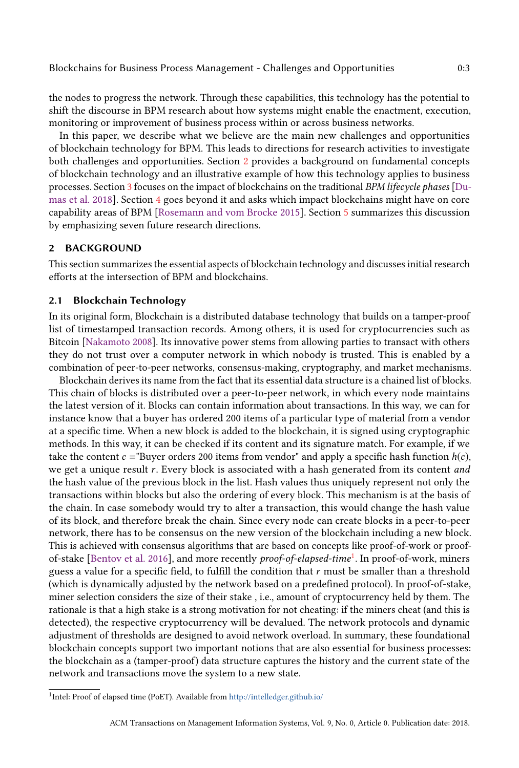the nodes to progress the network. Through these capabilities, this technology has the potential to shift the discourse in BPM research about how systems might enable the enactment, execution, monitoring or improvement of business process within or across business networks.

In this paper, we describe what we believe are the main new challenges and opportunities of blockchain technology for BPM. This leads to directions for research activities to investigate both challenges and opportunities. Section 2 provides a background on fundamental concepts of blockchain technology and an illustrative example of how this technology applies to business processes. Section 3 focuses on the impact of blockchains on the traditional *BPM lifecycle phases* [Dumas et al. 2018]. Section 4 goes beyond it and asks which impact blockchains might have on core capability areas of BPM [Rosemann and vom Brocke 2015]. Section 5 summarizes this discussion by emphasizing seven future research directions.

## 2 BACKGROUND

This section summarizes the essential aspects of blockchain technology and discusses initial research efforts at the intersection of BPM and blockchains.

### 2.1 Blockchain Technology

In its original form, Blockchain is a distributed database technology that builds on a tamper-proof list of timestamped transaction records. Among others, it is used for cryptocurrencies such as Bitcoin [Nakamoto 2008]. Its innovative power stems from allowing parties to transact with others they do not trust over a computer network in which nobody is trusted. This is enabled by a combination of peer-to-peer networks, consensus-making, cryptography, and market mechanisms.

Blockchain derives its name from the fact that its essential data structure is a chained list of blocks. This chain of blocks is distributed over a peer-to-peer network, in which every node maintains the latest version of it. Blocks can contain information about transactions. In this way, we can for instance know that a buyer has ordered 200 items of a particular type of material from a vendor at a specific time. When a new block is added to the blockchain, it is signed using cryptographic methods. In this way, it can be checked if its content and its signature match. For example, if we take the content $c$ ="Buyer orders 200 items from vendor" and apply a specific hash function $h(c)$, we get a unique result $r$. Every block is associated with a hash generated from its content *and* the hash value of the previous block in the list. Hash values thus uniquely represent not only the transactions within blocks but also the ordering of every block. This mechanism is at the basis of the chain. In case somebody would try to alter a transaction, this would change the hash value of its block, and therefore break the chain. Since every node can create blocks in a peer-to-peer network, there has to be consensus on the new version of the blockchain including a new block. This is achieved with consensus algorithms that are based on concepts like proof-of-work or proof-of-stake [Bentov et al. 2016], and more recently *proof-of-elapsed-time*[1]. In proof-of-work, miners guess a value for a specific field, to fulfill the condition that $r$ must be smaller than a threshold (which is dynamically adjusted by the network based on a predefined protocol). In proof-of-stake, miner selection considers the size of their stake , i.e., amount of cryptocurrency held by them. The rationale is that a high stake is a strong motivation for not cheating: if the miners cheat (and this is detected), the respective cryptocurrency will be devalued. The network protocols and dynamic adjustment of thresholds are designed to avoid network overload. In summary, these foundational blockchain concepts support two important notions that are also essential for business processes: the blockchain as a (tamper-proof) data structure captures the history and the current state of the network and transactions move the system to a new state.

---

[1] Intel: Proof of elapsed time (PoET). Available from http://intelledger.github.io/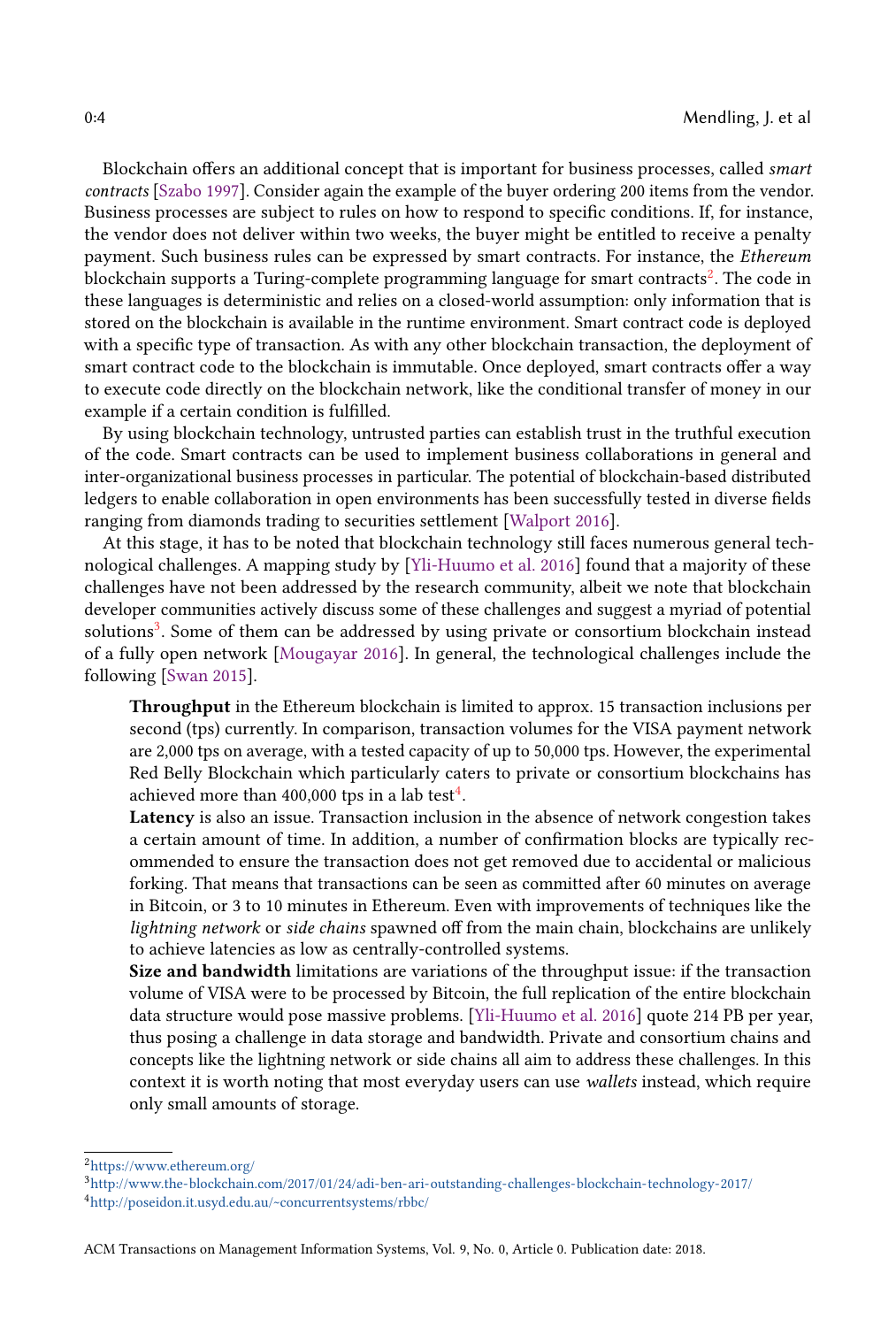Blockchain offers an additional concept that is important for business processes, called *smart contracts* [Szabo 1997]. Consider again the example of the buyer ordering 200 items from the vendor. Business processes are subject to rules on how to respond to specific conditions. If, for instance, the vendor does not deliver within two weeks, the buyer might be entitled to receive a penalty payment. Such business rules can be expressed by smart contracts. For instance, the *Ethereum* blockchain supports a Turing-complete programming language for smart contracts[2]. The code in these languages is deterministic and relies on a closed-world assumption: only information that is stored on the blockchain is available in the runtime environment. Smart contract code is deployed with a specific type of transaction. As with any other blockchain transaction, the deployment of smart contract code to the blockchain is immutable. Once deployed, smart contracts offer a way to execute code directly on the blockchain network, like the conditional transfer of money in our example if a certain condition is fulfilled.

By using blockchain technology, untrusted parties can establish trust in the truthful execution of the code. Smart contracts can be used to implement business collaborations in general and inter-organizational business processes in particular. The potential of blockchain-based distributed ledgers to enable collaboration in open environments has been successfully tested in diverse fields ranging from diamonds trading to securities settlement [Walport 2016].

At this stage, it has to be noted that blockchain technology still faces numerous general technological challenges. A mapping study by [Yli-Huumo et al. 2016] found that a majority of these challenges have not been addressed by the research community, albeit we note that blockchain developer communities actively discuss some of these challenges and suggest a myriad of potential solutions[3]. Some of them can be addressed by using private or consortium blockchain instead of a fully open network [Mougayar 2016]. In general, the technological challenges include the following [Swan 2015].

**Throughput** in the Ethereum blockchain is limited to approx. 15 transaction inclusions per second (tps) currently. In comparison, transaction volumes for the VISA payment network are 2,000 tps on average, with a tested capacity of up to 50,000 tps. However, the experimental Red Belly Blockchain which particularly caters to private or consortium blockchains has achieved more than 400,000 tps in a lab test[4].

**Latency** is also an issue. Transaction inclusion in the absence of network congestion takes a certain amount of time. In addition, a number of confirmation blocks are typically recommended to ensure the transaction does not get removed due to accidental or malicious forking. That means that transactions can be seen as committed after 60 minutes on average in Bitcoin, or 3 to 10 minutes in Ethereum. Even with improvements of techniques like the *lightning network* or *side chains* spawned off from the main chain, blockchains are unlikely to achieve latencies as low as centrally-controlled systems.

**Size and bandwidth** limitations are variations of the throughput issue: if the transaction volume of VISA were to be processed by Bitcoin, the full replication of the entire blockchain data structure would pose massive problems. [Yli-Huumo et al. 2016] quote 214 PB per year, thus posing a challenge in data storage and bandwidth. Private and consortium chains and concepts like the lightning network or side chains all aim to address these challenges. In this context it is worth noting that most everyday users can use *wallets* instead, which require only small amounts of storage.

[2] https://www.ethereum.org/

[3] http://www.the-blockchain.com/2017/01/24/adi-ben-ari-outstanding-challenges-blockchain-technology-2017/

[4] http://poseidon.it.usyd.edu.au/~concurrentsystems/rbbc/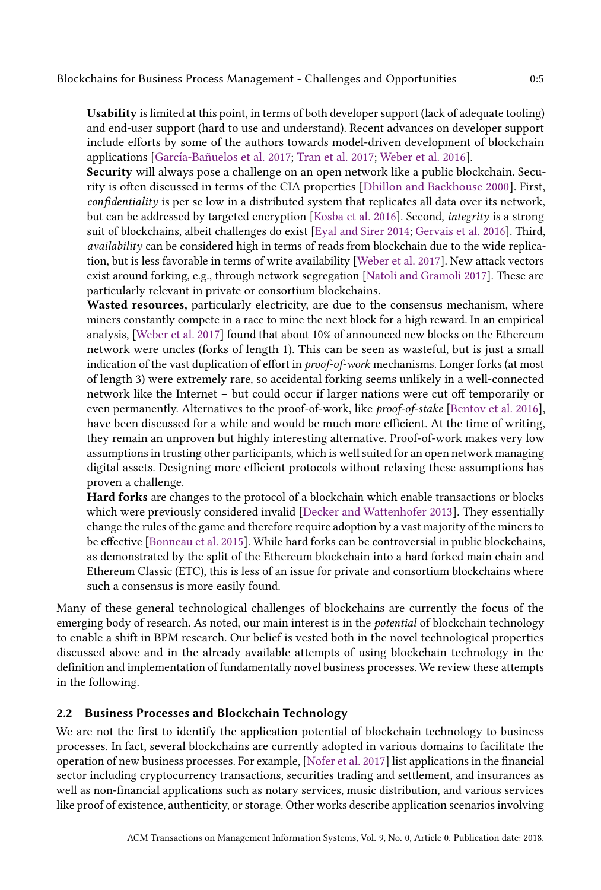**Usability** is limited at this point, in terms of both developer support (lack of adequate tooling) and end-user support (hard to use and understand). Recent advances on developer support include efforts by some of the authors towards model-driven development of blockchain applications [García-Bañuelos et al. 2017; Tran et al. 2017; Weber et al. 2016].

**Security** will always pose a challenge on an open network like a public blockchain. Security is often discussed in terms of the CIA properties [Dhillon and Backhouse 2000]. First, *confidentiality* is per se low in a distributed system that replicates all data over its network, but can be addressed by targeted encryption [Kosba et al. 2016]. Second, *integrity* is a strong suit of blockchains, albeit challenges do exist [Eyal and Sirer 2014; Gervais et al. 2016]. Third, *availability* can be considered high in terms of reads from blockchain due to the wide replication, but is less favorable in terms of write availability [Weber et al. 2017]. New attack vectors exist around forking, e.g., through network segregation [Natoli and Gramoli 2017]. These are particularly relevant in private or consortium blockchains.

**Wasted resources,** particularly electricity, are due to the consensus mechanism, where miners constantly compete in a race to mine the next block for a high reward. In an empirical analysis, [Weber et al. 2017] found that about 10% of announced new blocks on the Ethereum network were uncles (forks of length 1). This can be seen as wasteful, but is just a small indication of the vast duplication of effort in *proof-of-work* mechanisms. Longer forks (at most of length 3) were extremely rare, so accidental forking seems unlikely in a well-connected network like the Internet – but could occur if larger nations were cut off temporarily or even permanently. Alternatives to the proof-of-work, like *proof-of-stake* [Bentov et al. 2016], have been discussed for a while and would be much more efficient. At the time of writing, they remain an unproven but highly interesting alternative. Proof-of-work makes very low assumptions in trusting other participants, which is well suited for an open network managing digital assets. Designing more efficient protocols without relaxing these assumptions has proven a challenge.

**Hard forks** are changes to the protocol of a blockchain which enable transactions or blocks which were previously considered invalid [Decker and Wattenhofer 2013]. They essentially change the rules of the game and therefore require adoption by a vast majority of the miners to be effective [Bonneau et al. 2015]. While hard forks can be controversial in public blockchains, as demonstrated by the split of the Ethereum blockchain into a hard forked main chain and Ethereum Classic (ETC), this is less of an issue for private and consortium blockchains where such a consensus is more easily found.

Many of these general technological challenges of blockchains are currently the focus of the emerging body of research. As noted, our main interest is in the *potential* of blockchain technology to enable a shift in BPM research. Our belief is vested both in the novel technological properties discussed above and in the already available attempts of using blockchain technology in the definition and implementation of fundamentally novel business processes. We review these attempts in the following.

### 2.2 Business Processes and Blockchain Technology

We are not the first to identify the application potential of blockchain technology to business processes. In fact, several blockchains are currently adopted in various domains to facilitate the operation of new business processes. For example, [Nofer et al. 2017] list applications in the financial sector including cryptocurrency transactions, securities trading and settlement, and insurances as well as non-financial applications such as notary services, music distribution, and various services like proof of existence, authenticity, or storage. Other works describe application scenarios involving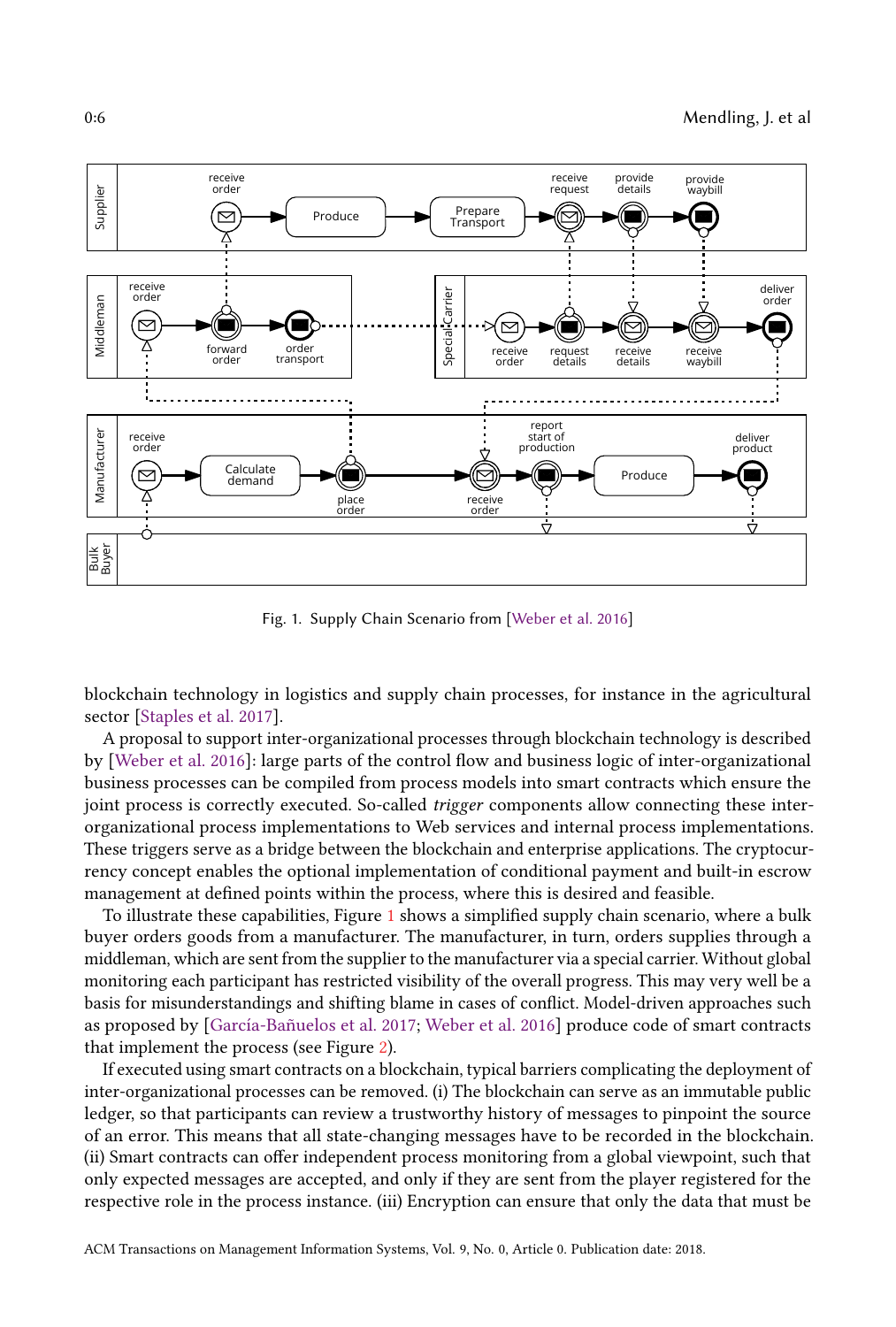Fig. 1. Supply Chain Scenario from [Weber et al. 2016]

blockchain technology in logistics and supply chain processes, for instance in the agricultural sector [Staples et al. 2017].

A proposal to support inter-organizational processes through blockchain technology is described by [Weber et al. 2016]: large parts of the control flow and business logic of inter-organizational business processes can be compiled from process models into smart contracts which ensure the joint process is correctly executed. So-called *trigger* components allow connecting these inter-organizational process implementations to Web services and internal process implementations. These triggers serve as a bridge between the blockchain and enterprise applications. The cryptocurrency concept enables the optional implementation of conditional payment and built-in escrow management at defined points within the process, where this is desired and feasible.

To illustrate these capabilities, Figure 1 shows a simplified supply chain scenario, where a bulk buyer orders goods from a manufacturer. The manufacturer, in turn, orders supplies through a middleman, which are sent from the supplier to the manufacturer via a special carrier. Without global monitoring each participant has restricted visibility of the overall progress. This may very well be a basis for misunderstandings and shifting blame in cases of conflict. Model-driven approaches such as proposed by [García-Bañuelos et al. 2017; Weber et al. 2016] produce code of smart contracts that implement the process (see Figure 2).

If executed using smart contracts on a blockchain, typical barriers complicating the deployment of inter-organizational processes can be removed. (i) The blockchain can serve as an immutable public ledger, so that participants can review a trustworthy history of messages to pinpoint the source of an error. This means that all state-changing messages have to be recorded in the blockchain. (ii) Smart contracts can offer independent process monitoring from a global viewpoint, such that only expected messages are accepted, and only if they are sent from the player registered for the respective role in the process instance. (iii) Encryption can ensure that only the data that must be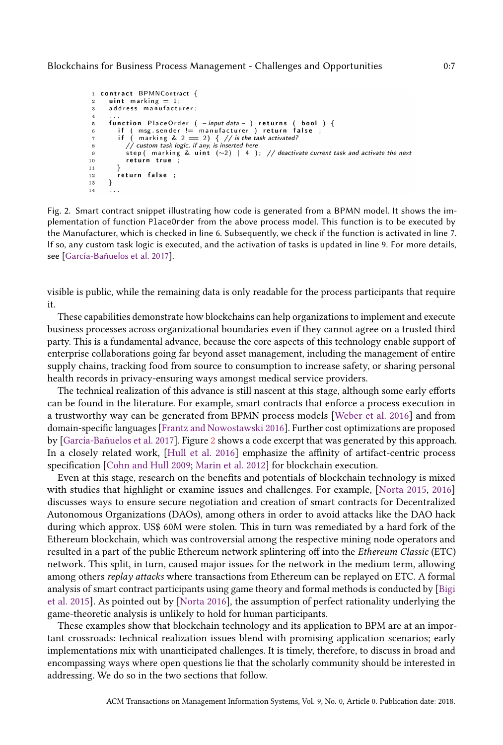```
contract BPMNContract {
  uint marking = 1;
  address manufacturer;
  ...
  function PlaceOrder ( -input data- ) returns ( bool ) {
    if ( msg.sender != manufacturer ) return false ;
    if ( marking & 2 == 2) { // is the task activated?
      // custom task logic, if any, is inserted here
      step( marking & uint (~2) | 4 ); // deactivate current task and activate the next
      return true ;
    }
    return false ;
  }
  ...
```

Fig. 2. Smart contract snippet illustrating how code is generated from a BPMN model. It shows the implementation of function PlaceOrder from the above process model. This function is to be executed by the Manufacturer, which is checked in line 6. Subsequently, we check if the function is activated in line 7. If so, any custom task logic is executed, and the activation of tasks is updated in line 9. For more details, see [García-Bañuelos et al. 2017].

visible is public, while the remaining data is only readable for the process participants that require it.

These capabilities demonstrate how blockchains can help organizations to implement and execute business processes across organizational boundaries even if they cannot agree on a trusted third party. This is a fundamental advance, because the core aspects of this technology enable support of enterprise collaborations going far beyond asset management, including the management of entire supply chains, tracking food from source to consumption to increase safety, or sharing personal health records in privacy-ensuring ways amongst medical service providers.

The technical realization of this advance is still nascent at this stage, although some early efforts can be found in the literature. For example, smart contracts that enforce a process execution in a trustworthy way can be generated from BPMN process models [Weber et al. 2016] and from domain-specific languages [Frantz and Nowostawski 2016]. Further cost optimizations are proposed by [García-Bañuelos et al. 2017]. Figure 2 shows a code excerpt that was generated by this approach. In a closely related work, [Hull et al. 2016] emphasize the affinity of artifact-centric process specification [Cohn and Hull 2009; Marin et al. 2012] for blockchain execution.

Even at this stage, research on the benefits and potentials of blockchain technology is mixed with studies that highlight or examine issues and challenges. For example, [Norta 2015, 2016] discusses ways to ensure secure negotiation and creation of smart contracts for Decentralized Autonomous Organizations (DAOs), among others in order to avoid attacks like the DAO hack during which approx. US$ 60M were stolen. This in turn was remediated by a hard fork of the Ethereum blockchain, which was controversial among the respective mining node operators and resulted in a part of the public Ethereum network splintering off into the *Ethereum Classic* (ETC) network. This split, in turn, caused major issues for the network in the medium term, allowing among others *replay attacks* where transactions from Ethereum can be replayed on ETC. A formal analysis of smart contract participants using game theory and formal methods is conducted by [Bigi et al. 2015]. As pointed out by [Norta 2016], the assumption of perfect rationality underlying the game-theoretic analysis is unlikely to hold for human participants.

These examples show that blockchain technology and its application to BPM are at an important crossroads: technical realization issues blend with promising application scenarios; early implementations mix with unanticipated challenges. It is timely, therefore, to discuss in broad and encompassing ways where open questions lie that the scholarly community should be interested in addressing. We do so in the two sections that follow.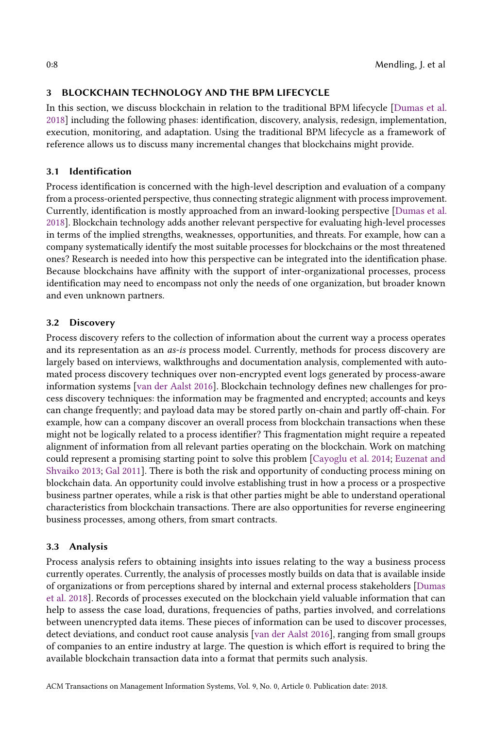## 3 BLOCKCHAIN TECHNOLOGY AND THE BPM LIFECYCLE

In this section, we discuss blockchain in relation to the traditional BPM lifecycle [Dumas et al. 2018] including the following phases: identification, discovery, analysis, redesign, implementation, execution, monitoring, and adaptation. Using the traditional BPM lifecycle as a framework of reference allows us to discuss many incremental changes that blockchains might provide.

### 3.1 Identification

Process identification is concerned with the high-level description and evaluation of a company from a process-oriented perspective, thus connecting strategic alignment with process improvement. Currently, identification is mostly approached from an inward-looking perspective [Dumas et al. 2018]. Blockchain technology adds another relevant perspective for evaluating high-level processes in terms of the implied strengths, weaknesses, opportunities, and threats. For example, how can a company systematically identify the most suitable processes for blockchains or the most threatened ones? Research is needed into how this perspective can be integrated into the identification phase. Because blockchains have affinity with the support of inter-organizational processes, process identification may need to encompass not only the needs of one organization, but broader known and even unknown partners.

### 3.2 Discovery

Process discovery refers to the collection of information about the current way a process operates and its representation as an *as-is* process model. Currently, methods for process discovery are largely based on interviews, walkthroughs and documentation analysis, complemented with automated process discovery techniques over non-encrypted event logs generated by process-aware information systems [van der Aalst 2016]. Blockchain technology defines new challenges for process discovery techniques: the information may be fragmented and encrypted; accounts and keys can change frequently; and payload data may be stored partly on-chain and partly off-chain. For example, how can a company discover an overall process from blockchain transactions when these might not be logically related to a process identifier? This fragmentation might require a repeated alignment of information from all relevant parties operating on the blockchain. Work on matching could represent a promising starting point to solve this problem [Cayoglu et al. 2014; Euzenat and Shvaiko 2013; Gal 2011]. There is both the risk and opportunity of conducting process mining on blockchain data. An opportunity could involve establishing trust in how a process or a prospective business partner operates, while a risk is that other parties might be able to understand operational characteristics from blockchain transactions. There are also opportunities for reverse engineering business processes, among others, from smart contracts.

### 3.3 Analysis

Process analysis refers to obtaining insights into issues relating to the way a business process currently operates. Currently, the analysis of processes mostly builds on data that is available inside of organizations or from perceptions shared by internal and external process stakeholders [Dumas et al. 2018]. Records of processes executed on the blockchain yield valuable information that can help to assess the case load, durations, frequencies of paths, parties involved, and correlations between unencrypted data items. These pieces of information can be used to discover processes, detect deviations, and conduct root cause analysis [van der Aalst 2016], ranging from small groups of companies to an entire industry at large. The question is which effort is required to bring the available blockchain transaction data into a format that permits such analysis.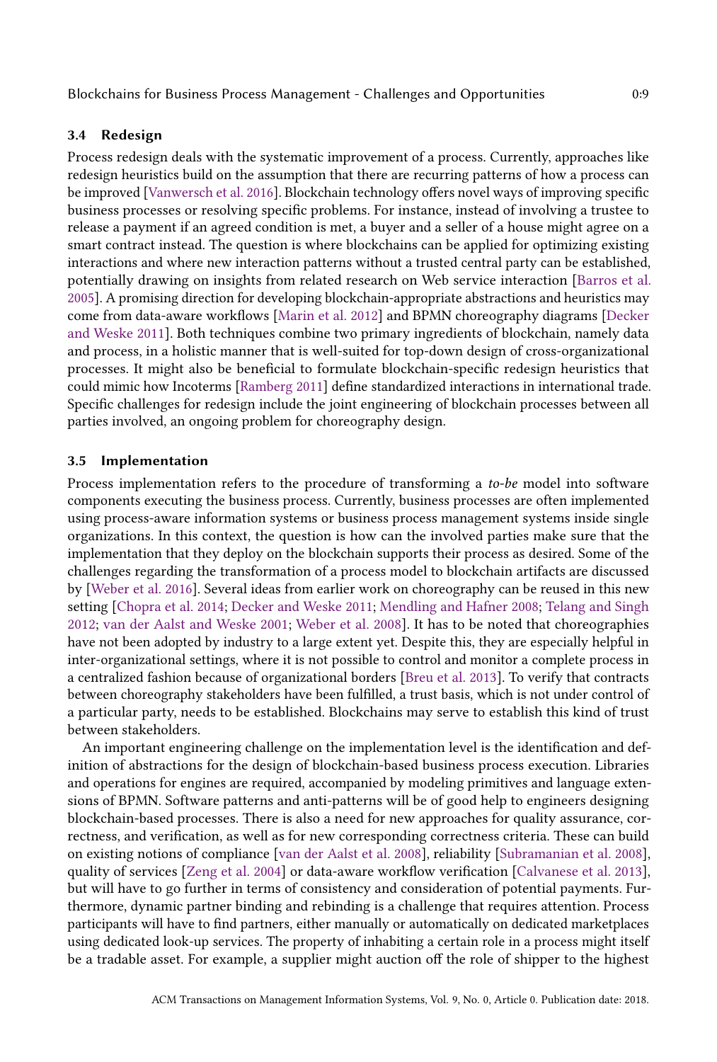### 3.4 Redesign

Process redesign deals with the systematic improvement of a process. Currently, approaches like redesign heuristics build on the assumption that there are recurring patterns of how a process can be improved [Vanwersch et al. 2016]. Blockchain technology offers novel ways of improving specific business processes or resolving specific problems. For instance, instead of involving a trustee to release a payment if an agreed condition is met, a buyer and a seller of a house might agree on a smart contract instead. The question is where blockchains can be applied for optimizing existing interactions and where new interaction patterns without a trusted central party can be established, potentially drawing on insights from related research on Web service interaction [Barros et al. 2005]. A promising direction for developing blockchain-appropriate abstractions and heuristics may come from data-aware workflows [Marin et al. 2012] and BPMN choreography diagrams [Decker and Weske 2011]. Both techniques combine two primary ingredients of blockchain, namely data and process, in a holistic manner that is well-suited for top-down design of cross-organizational processes. It might also be beneficial to formulate blockchain-specific redesign heuristics that could mimic how Incoterms [Ramberg 2011] define standardized interactions in international trade. Specific challenges for redesign include the joint engineering of blockchain processes between all parties involved, an ongoing problem for choreography design.

### 3.5 Implementation

Process implementation refers to the procedure of transforming a *to-be* model into software components executing the business process. Currently, business processes are often implemented using process-aware information systems or business process management systems inside single organizations. In this context, the question is how can the involved parties make sure that the implementation that they deploy on the blockchain supports their process as desired. Some of the challenges regarding the transformation of a process model to blockchain artifacts are discussed by [Weber et al. 2016]. Several ideas from earlier work on choreography can be reused in this new setting [Chopra et al. 2014; Decker and Weske 2011; Mendling and Hafner 2008; Telang and Singh 2012; van der Aalst and Weske 2001; Weber et al. 2008]. It has to be noted that choreographies have not been adopted by industry to a large extent yet. Despite this, they are especially helpful in inter-organizational settings, where it is not possible to control and monitor a complete process in a centralized fashion because of organizational borders [Breu et al. 2013]. To verify that contracts between choreography stakeholders have been fulfilled, a trust basis, which is not under control of a particular party, needs to be established. Blockchains may serve to establish this kind of trust between stakeholders.

An important engineering challenge on the implementation level is the identification and definition of abstractions for the design of blockchain-based business process execution. Libraries and operations for engines are required, accompanied by modeling primitives and language extensions of BPMN. Software patterns and anti-patterns will be of good help to engineers designing blockchain-based processes. There is also a need for new approaches for quality assurance, correctness, and verification, as well as for new corresponding correctness criteria. These can build on existing notions of compliance [van der Aalst et al. 2008], reliability [Subramanian et al. 2008], quality of services [Zeng et al. 2004] or data-aware workflow verification [Calvanese et al. 2013], but will have to go further in terms of consistency and consideration of potential payments. Furthermore, dynamic partner binding and rebinding is a challenge that requires attention. Process participants will have to find partners, either manually or automatically on dedicated marketplaces using dedicated look-up services. The property of inhabiting a certain role in a process might itself be a tradable asset. For example, a supplier might auction off the role of shipper to the highest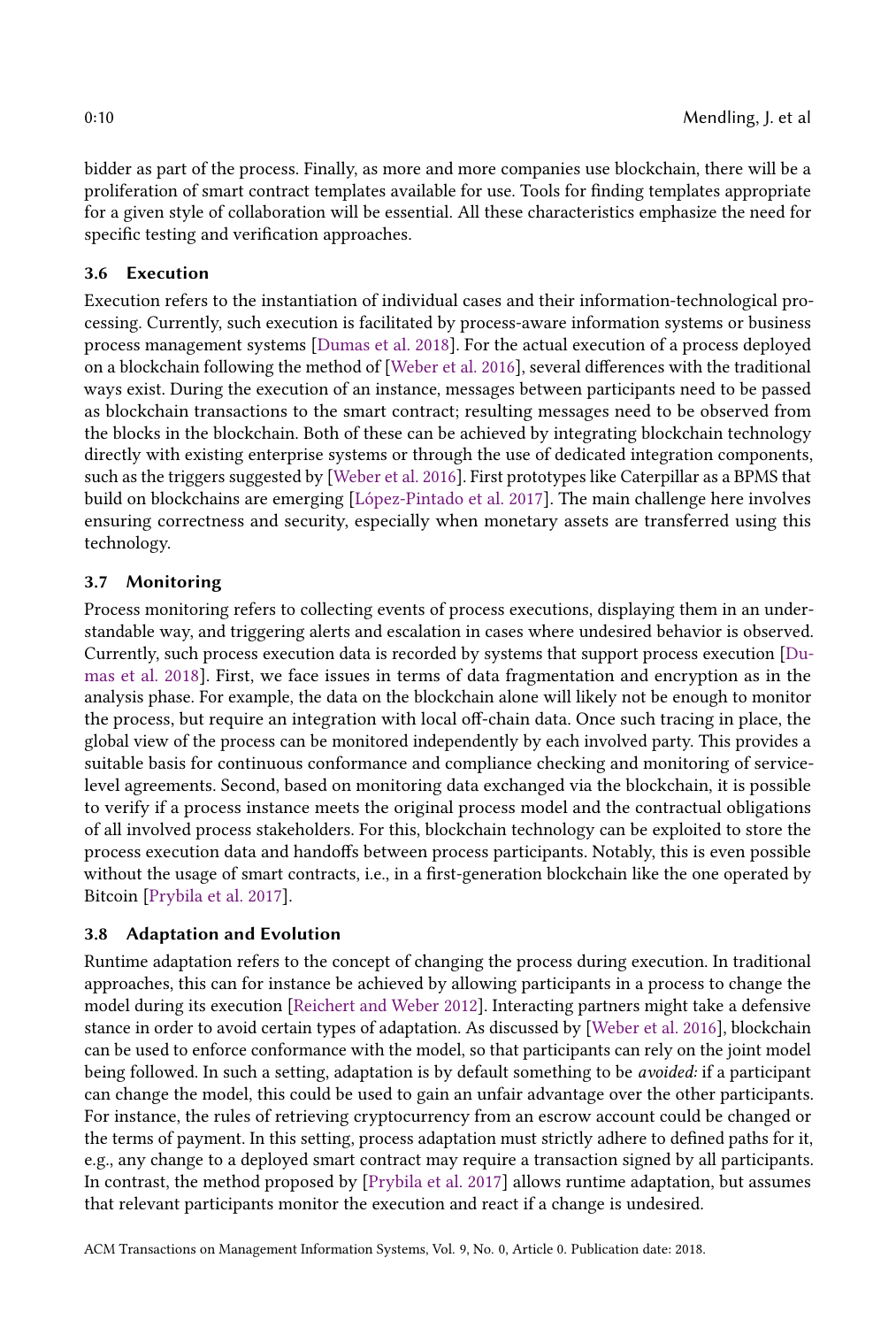bidder as part of the process. Finally, as more and more companies use blockchain, there will be a proliferation of smart contract templates available for use. Tools for finding templates appropriate for a given style of collaboration will be essential. All these characteristics emphasize the need for specific testing and verification approaches.

### 3.6 Execution

Execution refers to the instantiation of individual cases and their information-technological processing. Currently, such execution is facilitated by process-aware information systems or business process management systems [Dumas et al. 2018]. For the actual execution of a process deployed on a blockchain following the method of [Weber et al. 2016], several differences with the traditional ways exist. During the execution of an instance, messages between participants need to be passed as blockchain transactions to the smart contract; resulting messages need to be observed from the blocks in the blockchain. Both of these can be achieved by integrating blockchain technology directly with existing enterprise systems or through the use of dedicated integration components, such as the triggers suggested by [Weber et al. 2016]. First prototypes like Caterpillar as a BPMS that build on blockchains are emerging [López-Pintado et al. 2017]. The main challenge here involves ensuring correctness and security, especially when monetary assets are transferred using this technology.

### 3.7 Monitoring

Process monitoring refers to collecting events of process executions, displaying them in an understandable way, and triggering alerts and escalation in cases where undesired behavior is observed. Currently, such process execution data is recorded by systems that support process execution [Dumas et al. 2018]. First, we face issues in terms of data fragmentation and encryption as in the analysis phase. For example, the data on the blockchain alone will likely not be enough to monitor the process, but require an integration with local off-chain data. Once such tracing in place, the global view of the process can be monitored independently by each involved party. This provides a suitable basis for continuous conformance and compliance checking and monitoring of service-level agreements. Second, based on monitoring data exchanged via the blockchain, it is possible to verify if a process instance meets the original process model and the contractual obligations of all involved process stakeholders. For this, blockchain technology can be exploited to store the process execution data and handoffs between process participants. Notably, this is even possible without the usage of smart contracts, i.e., in a first-generation blockchain like the one operated by Bitcoin [Prybila et al. 2017].

### 3.8 Adaptation and Evolution

Runtime adaptation refers to the concept of changing the process during execution. In traditional approaches, this can for instance be achieved by allowing participants in a process to change the model during its execution [Reichert and Weber 2012]. Interacting partners might take a defensive stance in order to avoid certain types of adaptation. As discussed by [Weber et al. 2016], blockchain can be used to enforce conformance with the model, so that participants can rely on the joint model being followed. In such a setting, adaptation is by default something to be *avoided:* if a participant can change the model, this could be used to gain an unfair advantage over the other participants. For instance, the rules of retrieving cryptocurrency from an escrow account could be changed or the terms of payment. In this setting, process adaptation must strictly adhere to defined paths for it, e.g., any change to a deployed smart contract may require a transaction signed by all participants. In contrast, the method proposed by [Prybila et al. 2017] allows runtime adaptation, but assumes that relevant participants monitor the execution and react if a change is undesired.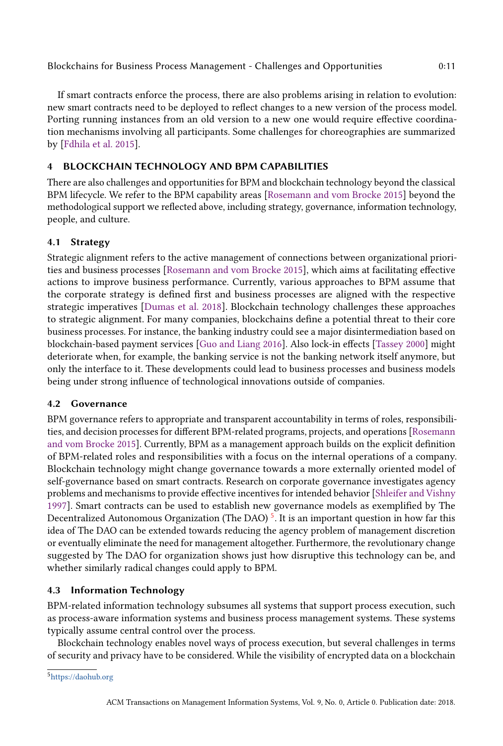If smart contracts enforce the process, there are also problems arising in relation to evolution: new smart contracts need to be deployed to reflect changes to a new version of the process model. Porting running instances from an old version to a new one would require effective coordination mechanisms involving all participants. Some challenges for choreographies are summarized by [Fdhila et al. 2015].

## 4 BLOCKCHAIN TECHNOLOGY AND BPM CAPABILITIES

There are also challenges and opportunities for BPM and blockchain technology beyond the classical BPM lifecycle. We refer to the BPM capability areas [Rosemann and vom Brocke 2015] beyond the methodological support we reflected above, including strategy, governance, information technology, people, and culture.

### 4.1 Strategy

Strategic alignment refers to the active management of connections between organizational priorities and business processes [Rosemann and vom Brocke 2015], which aims at facilitating effective actions to improve business performance. Currently, various approaches to BPM assume that the corporate strategy is defined first and business processes are aligned with the respective strategic imperatives [Dumas et al. 2018]. Blockchain technology challenges these approaches to strategic alignment. For many companies, blockchains define a potential threat to their core business processes. For instance, the banking industry could see a major disintermediation based on blockchain-based payment services [Guo and Liang 2016]. Also lock-in effects [Tassey 2000] might deteriorate when, for example, the banking service is not the banking network itself anymore, but only the interface to it. These developments could lead to business processes and business models being under strong influence of technological innovations outside of companies.

### 4.2 Governance

BPM governance refers to appropriate and transparent accountability in terms of roles, responsibilities, and decision processes for different BPM-related programs, projects, and operations [Rosemann and vom Brocke 2015]. Currently, BPM as a management approach builds on the explicit definition of BPM-related roles and responsibilities with a focus on the internal operations of a company. Blockchain technology might change governance towards a more externally oriented model of self-governance based on smart contracts. Research on corporate governance investigates agency problems and mechanisms to provide effective incentives for intended behavior [Shleifer and Vishny 1997]. Smart contracts can be used to establish new governance models as exemplified by The Decentralized Autonomous Organization (The DAO) [5]. It is an important question in how far this idea of The DAO can be extended towards reducing the agency problem of management discretion or eventually eliminate the need for management altogether. Furthermore, the revolutionary change suggested by The DAO for organization shows just how disruptive this technology can be, and whether similarly radical changes could apply to BPM.

### 4.3 Information Technology

BPM-related information technology subsumes all systems that support process execution, such as process-aware information systems and business process management systems. These systems typically assume central control over the process.

Blockchain technology enables novel ways of process execution, but several challenges in terms of security and privacy have to be considered. While the visibility of encrypted data on a blockchain

[5] https://daohub.org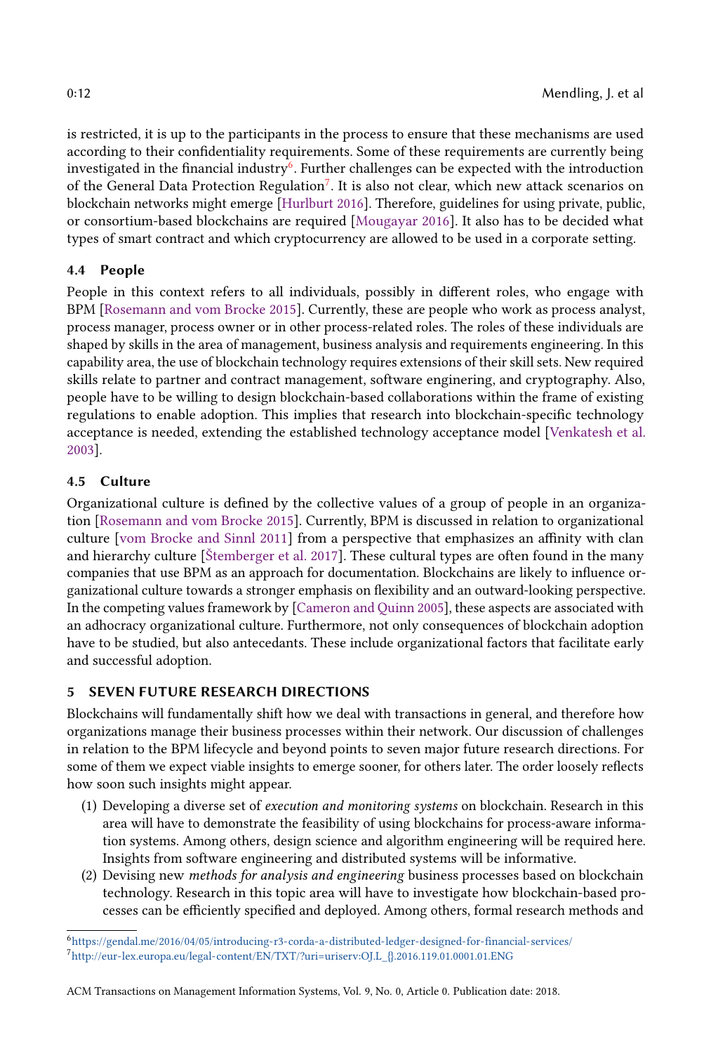is restricted, it is up to the participants in the process to ensure that these mechanisms are used according to their confidentiality requirements. Some of these requirements are currently being investigated in the financial industry[6]. Further challenges can be expected with the introduction of the General Data Protection Regulation[7]. It is also not clear, which new attack scenarios on blockchain networks might emerge [Hurlburt 2016]. Therefore, guidelines for using private, public, or consortium-based blockchains are required [Mougayar 2016]. It also has to be decided what types of smart contract and which cryptocurrency are allowed to be used in a corporate setting.

### 4.4 People

People in this context refers to all individuals, possibly in different roles, who engage with BPM [Rosemann and vom Brocke 2015]. Currently, these are people who work as process analyst, process manager, process owner or in other process-related roles. The roles of these individuals are shaped by skills in the area of management, business analysis and requirements engineering. In this capability area, the use of blockchain technology requires extensions of their skill sets. New required skills relate to partner and contract management, software enginering, and cryptography. Also, people have to be willing to design blockchain-based collaborations within the frame of existing regulations to enable adoption. This implies that research into blockchain-specific technology acceptance is needed, extending the established technology acceptance model [Venkatesh et al. 2003].

### 4.5 Culture

Organizational culture is defined by the collective values of a group of people in an organization [Rosemann and vom Brocke 2015]. Currently, BPM is discussed in relation to organizational culture [vom Brocke and Sinnl 2011] from a perspective that emphasizes an affinity with clan and hierarchy culture [Štemberger et al. 2017]. These cultural types are often found in the many companies that use BPM as an approach for documentation. Blockchains are likely to influence organizational culture towards a stronger emphasis on flexibility and an outward-looking perspective. In the competing values framework by [Cameron and Quinn 2005], these aspects are associated with an adhocracy organizational culture. Furthermore, not only consequences of blockchain adoption have to be studied, but also antecedants. These include organizational factors that facilitate early and successful adoption.

## 5 SEVEN FUTURE RESEARCH DIRECTIONS

Blockchains will fundamentally shift how we deal with transactions in general, and therefore how organizations manage their business processes within their network. Our discussion of challenges in relation to the BPM lifecycle and beyond points to seven major future research directions. For some of them we expect viable insights to emerge sooner, for others later. The order loosely reflects how soon such insights might appear.

(1) Developing a diverse set of *execution and monitoring systems* on blockchain. Research in this area will have to demonstrate the feasibility of using blockchains for process-aware information systems. Among others, design science and algorithm engineering will be required here. Insights from software engineering and distributed systems will be informative.

(2) Devising new *methods for analysis and engineering* business processes based on blockchain technology. Research in this topic area will have to investigate how blockchain-based processes can be efficiently specified and deployed. Among others, formal research methods and

[6] https://gendal.me/2016/04/05/introducing-r3-corda-a-distributed-ledger-designed-for-financial-services/

[7] http://eur-lex.europa.eu/legal-content/EN/TXT/?uri=uriserv:OJ.L_{}.2016.119.01.0001.01.ENG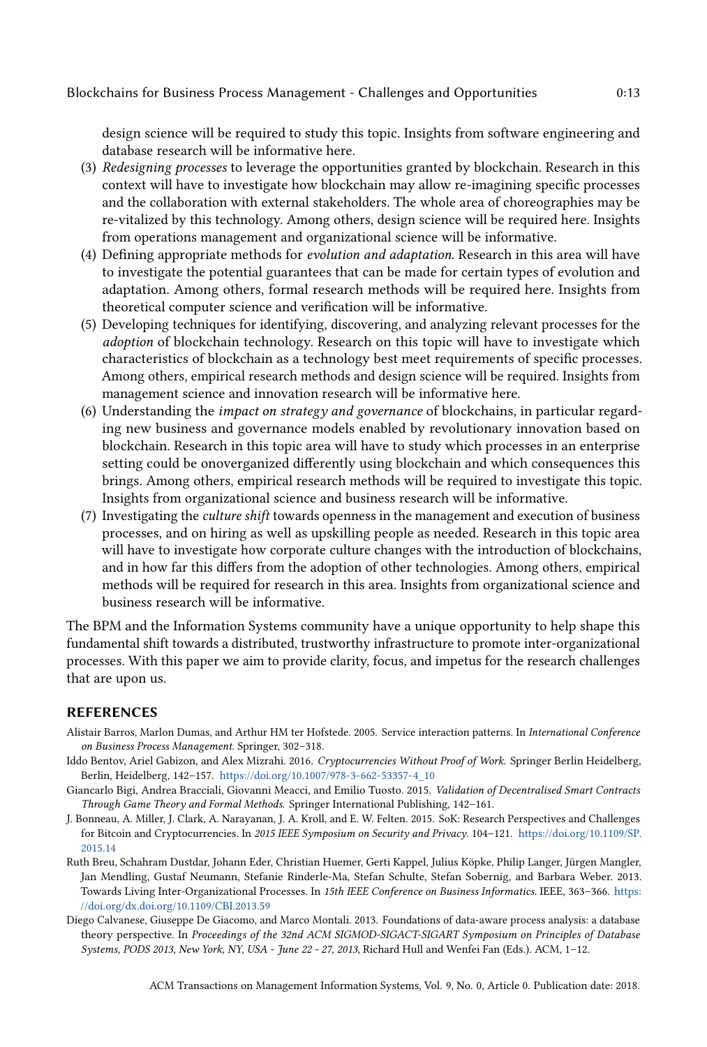design science will be required to study this topic. Insights from software engineering and database research will be informative here.

(3) *Redesigning processes* to leverage the opportunities granted by blockchain. Research in this context will have to investigate how blockchain may allow re-imagining specific processes and the collaboration with external stakeholders. The whole area of choreographies may be re-vitalized by this technology. Among others, design science will be required here. Insights from operations management and organizational science will be informative.

(4) Defining appropriate methods for *evolution and adaptation*. Research in this area will have to investigate the potential guarantees that can be made for certain types of evolution and adaptation. Among others, formal research methods will be required here. Insights from theoretical computer science and verification will be informative.

(5) Developing techniques for identifying, discovering, and analyzing relevant processes for the *adoption* of blockchain technology. Research on this topic will have to investigate which characteristics of blockchain as a technology best meet requirements of specific processes. Among others, empirical research methods and design science will be required. Insights from management science and innovation research will be informative here.

(6) Understanding the *impact on strategy and governance* of blockchains, in particular regarding new business and governance models enabled by revolutionary innovation based on blockchain. Research in this topic area will have to study which processes in an enterprise setting could be onoverganized differently using blockchain and which consequences this brings. Among others, empirical research methods will be required to investigate this topic. Insights from organizational science and business research will be informative.

(7) Investigating the *culture shift* towards openness in the management and execution of business processes, and on hiring as well as upskilling people as needed. Research in this topic area will have to investigate how corporate culture changes with the introduction of blockchains, and in how far this differs from the adoption of other technologies. Among others, empirical methods will be required for research in this area. Insights from organizational science and business research will be informative.

The BPM and the Information Systems community have a unique opportunity to help shape this fundamental shift towards a distributed, trustworthy infrastructure to promote inter-organizational processes. With this paper we aim to provide clarity, focus, and impetus for the research challenges that are upon us.

## REFERENCES

Alistair Barros, Marlon Dumas, and Arthur HM ter Hofstede. 2005. Service interaction patterns. In *International Conference on Business Process Management*. Springer, 302–318.

Iddo Bentov, Ariel Gabizon, and Alex Mizrahi. 2016. *Cryptocurrencies Without Proof of Work.* Springer Berlin Heidelberg, Berlin, Heidelberg, 142–157. https://doi.org/10.1007/978-3-662-53357-4_10

Giancarlo Bigi, Andrea Bracciali, Giovanni Meacci, and Emilio Tuosto. 2015. *Validation of Decentralised Smart Contracts Through Game Theory and Formal Methods.* Springer International Publishing, 142–161.

J. Bonneau, A. Miller, J. Clark, A. Narayanan, J. A. Kroll, and E. W. Felten. 2015. SoK: Research Perspectives and Challenges for Bitcoin and Cryptocurrencies. In *2015 IEEE Symposium on Security and Privacy*. 104–121. https://doi.org/10.1109/SP.2015.14

Ruth Breu, Schahram Dustdar, Johann Eder, Christian Huemer, Gerti Kappel, Julius Köpke, Philip Langer, Jürgen Mangler, Jan Mendling, Gustaf Neumann, Stefanie Rinderle-Ma, Stefan Schulte, Stefan Sobernig, and Barbara Weber. 2013. Towards Living Inter-Organizational Processes. In *15th IEEE Conference on Business Informatics*. IEEE, 363–366. https://dx.doi.org/10.1109/CBI.2013.59

Diego Calvanese, Giuseppe De Giacomo, and Marco Montali. 2013. Foundations of data-aware process analysis: a database theory perspective. In *Proceedings of the 32nd ACM SIGMOD-SIGACT-SIGART Symposium on Principles of Database Systems, PODS 2013, New York, NY, USA - June 22 - 27, 2013*, Richard Hull and Wenfei Fan (Eds.). ACM, 1–12.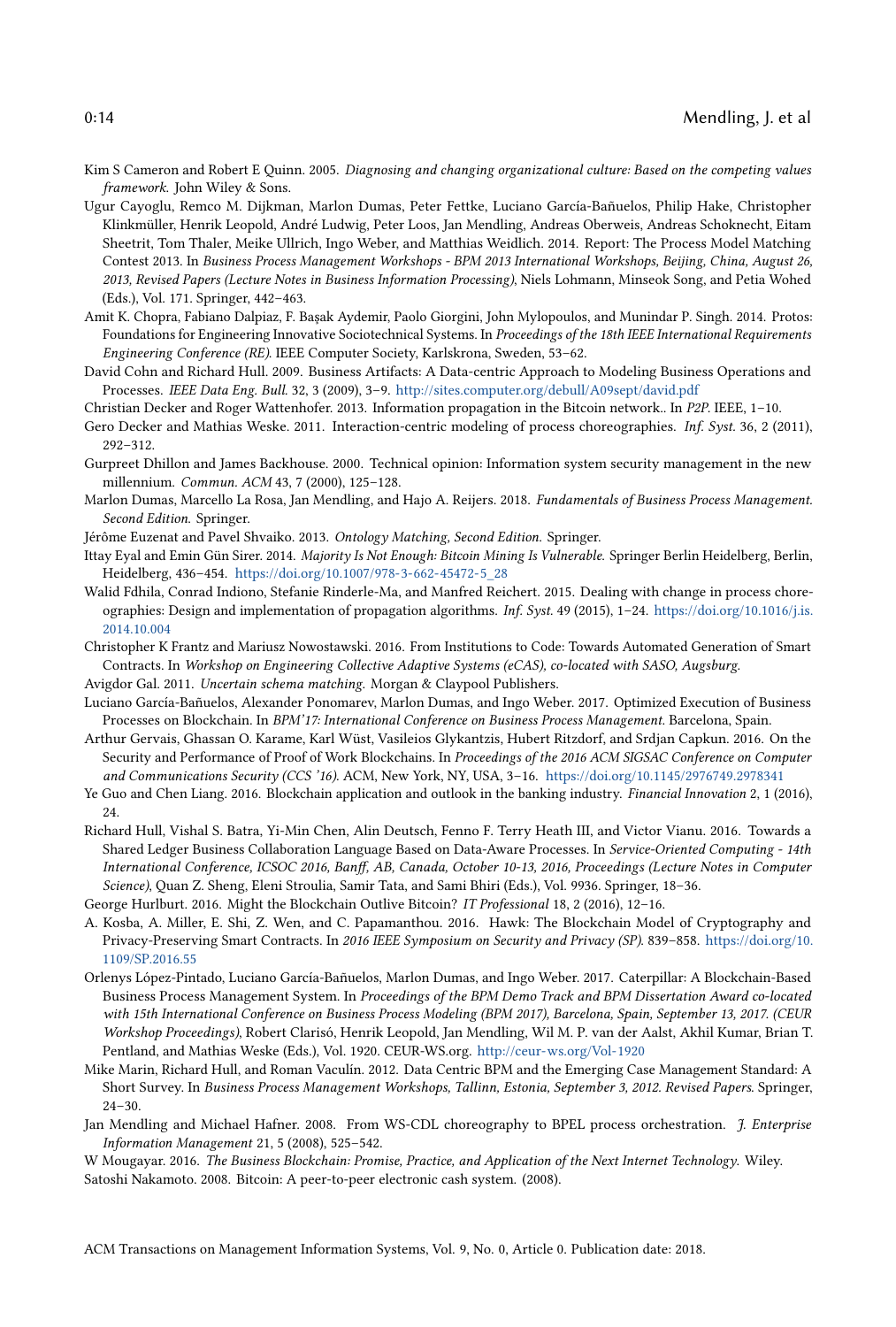Kim S Cameron and Robert E Quinn. 2005. *Diagnosing and changing organizational culture: Based on the competing values framework*. John Wiley & Sons.

Ugur Cayoglu, Remco M. Dijkman, Marlon Dumas, Peter Fettke, Luciano García-Bañuelos, Philip Hake, Christopher Klinkmüller, Henrik Leopold, André Ludwig, Peter Loos, Jan Mendling, Andreas Oberweis, Andreas Schoknecht, Eitam Sheetrit, Tom Thaler, Meike Ullrich, Ingo Weber, and Matthias Weidlich. 2014. Report: The Process Model Matching Contest 2013. In *Business Process Management Workshops - BPM 2013 International Workshops, Beijing, China, August 26, 2013, Revised Papers (Lecture Notes in Business Information Processing)*, Niels Lohmann, Minseok Song, and Petia Wohed (Eds.), Vol. 171. Springer, 442–463.

Amit K. Chopra, Fabiano Dalpiaz, F. Başak Aydemir, Paolo Giorgini, John Mylopoulos, and Munindar P. Singh. 2014. Protos: Foundations for Engineering Innovative Sociotechnical Systems. In *Proceedings of the 18th IEEE International Requirements Engineering Conference (RE)*. IEEE Computer Society, Karlskrona, Sweden, 53–62.

David Cohn and Richard Hull. 2009. Business Artifacts: A Data-centric Approach to Modeling Business Operations and Processes. *IEEE Data Eng. Bull.* 32, 3 (2009), 3–9. http://sites.computer.org/debull/A09sept/david.pdf

Christian Decker and Roger Wattenhofer. 2013. Information propagation in the Bitcoin network.. In *P2P*. IEEE, 1–10.

Gero Decker and Mathias Weske. 2011. Interaction-centric modeling of process choreographies. *Inf. Syst.* 36, 2 (2011), 292–312.

Gurpreet Dhillon and James Backhouse. 2000. Technical opinion: Information system security management in the new millennium. *Commun. ACM* 43, 7 (2000), 125–128.

Marlon Dumas, Marcello La Rosa, Jan Mendling, and Hajo A. Reijers. 2018. *Fundamentals of Business Process Management. Second Edition*. Springer.

Jérôme Euzenat and Pavel Shvaiko. 2013. *Ontology Matching, Second Edition*. Springer.

Ittay Eyal and Emin Gün Sirer. 2014. *Majority Is Not Enough: Bitcoin Mining Is Vulnerable*. Springer Berlin Heidelberg, Berlin, Heidelberg, 436–454. https://doi.org/10.1007/978-3-662-45472-5_28

Walid Fdhila, Conrad Indiono, Stefanie Rinderle-Ma, and Manfred Reichert. 2015. Dealing with change in process choreographies: Design and implementation of propagation algorithms. *Inf. Syst.* 49 (2015), 1–24. https://doi.org/10.1016/j.is.2014.10.004

Christopher K Frantz and Mariusz Nowostawski. 2016. From Institutions to Code: Towards Automated Generation of Smart Contracts. In *Workshop on Engineering Collective Adaptive Systems (eCAS), co-located with SASO, Augsburg*.

Avigdor Gal. 2011. *Uncertain schema matching*. Morgan & Claypool Publishers.

Luciano García-Bañuelos, Alexander Ponomarev, Marlon Dumas, and Ingo Weber. 2017. Optimized Execution of Business Processes on Blockchain. In *BPM'17: International Conference on Business Process Management*. Barcelona, Spain.

Arthur Gervais, Ghassan O. Karame, Karl Wüst, Vasileios Glykantzis, Hubert Ritzdorf, and Srdjan Capkun. 2016. On the Security and Performance of Proof of Work Blockchains. In *Proceedings of the 2016 ACM SIGSAC Conference on Computer and Communications Security (CCS '16)*. ACM, New York, NY, USA, 3–16. https://doi.org/10.1145/2976749.2978341

Ye Guo and Chen Liang. 2016. Blockchain application and outlook in the banking industry. *Financial Innovation* 2, 1 (2016), 24.

Richard Hull, Vishal S. Batra, Yi-Min Chen, Alin Deutsch, Fenno F. Terry Heath III, and Victor Vianu. 2016. Towards a Shared Ledger Business Collaboration Language Based on Data-Aware Processes. In *Service-Oriented Computing - 14th International Conference, ICSOC 2016, Banff, AB, Canada, October 10-13, 2016, Proceedings (Lecture Notes in Computer Science)*, Quan Z. Sheng, Eleni Stroulia, Samir Tata, and Sami Bhiri (Eds.), Vol. 9936. Springer, 18–36.

George Hurlburt. 2016. Might the Blockchain Outlive Bitcoin? *IT Professional* 18, 2 (2016), 12–16.

A. Kosba, A. Miller, E. Shi, Z. Wen, and C. Papamanthou. 2016. Hawk: The Blockchain Model of Cryptography and Privacy-Preserving Smart Contracts. In *2016 IEEE Symposium on Security and Privacy (SP)*. 839–858. https://doi.org/10.1109/SP.2016.55

Orlenys López-Pintado, Luciano García-Bañuelos, Marlon Dumas, and Ingo Weber. 2017. Caterpillar: A Blockchain-Based Business Process Management System. In *Proceedings of the BPM Demo Track and BPM Dissertation Award co-located with 15th International Conference on Business Process Modeling (BPM 2017), Barcelona, Spain, September 13, 2017. (CEUR Workshop Proceedings)*, Robert Clarisó, Henrik Leopold, Jan Mendling, Wil M. P. van der Aalst, Akhil Kumar, Brian T. Pentland, and Mathias Weske (Eds.), Vol. 1920. CEUR-WS.org. http://ceur-ws.org/Vol-1920

Mike Marin, Richard Hull, and Roman Vaculín. 2012. Data Centric BPM and the Emerging Case Management Standard: A Short Survey. In *Business Process Management Workshops, Tallinn, Estonia, September 3, 2012. Revised Papers*. Springer, 24–30.

Jan Mendling and Michael Hafner. 2008. From WS-CDL choreography to BPEL process orchestration. *J. Enterprise Information Management* 21, 5 (2008), 525–542.

W Mougayar. 2016. *The Business Blockchain: Promise, Practice, and Application of the Next Internet Technology*. Wiley.

Satoshi Nakamoto. 2008. Bitcoin: A peer-to-peer electronic cash system. (2008).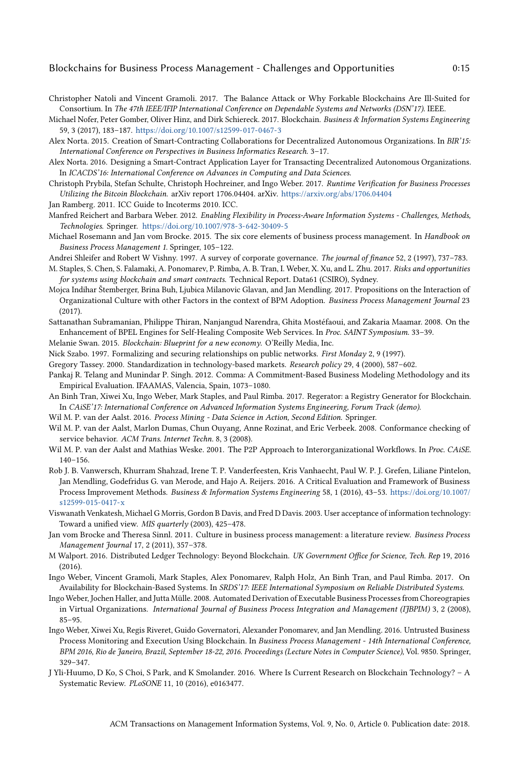Christopher Natoli and Vincent Gramoli. 2017. The Balance Attack or Why Forkable Blockchains Are Ill-Suited for Consortium. In *The 47th IEEE/IFIP International Conference on Dependable Systems and Networks (DSN'17)*. IEEE.

Michael Nofer, Peter Gomber, Oliver Hinz, and Dirk Schiereck. 2017. Blockchain. *Business & Information Systems Engineering* 59, 3 (2017), 183–187. https://doi.org/10.1007/s12599-017-0467-3

Alex Norta. 2015. Creation of Smart-Contracting Collaborations for Decentralized Autonomous Organizations. In *BIR'15: International Conference on Perspectives in Business Informatics Research*. 3–17.

Alex Norta. 2016. Designing a Smart-Contract Application Layer for Transacting Decentralized Autonomous Organizations. In *ICACDS'16: International Conference on Advances in Computing and Data Sciences*.

Christoph Prybila, Stefan Schulte, Christoph Hochreiner, and Ingo Weber. 2017. *Runtime Verification for Business Processes Utilizing the Bitcoin Blockchain*. arXiv report 1706.04404. arXiv. https://arxiv.org/abs/1706.04404

Jan Ramberg. 2011. ICC Guide to Incoterms 2010. ICC.

Manfred Reichert and Barbara Weber. 2012. *Enabling Flexibility in Process-Aware Information Systems - Challenges, Methods, Technologies*. Springer. https://doi.org/10.1007/978-3-642-30409-5

Michael Rosemann and Jan vom Brocke. 2015. The six core elements of business process management. In *Handbook on Business Process Management 1*. Springer, 105–122.

Andrei Shleifer and Robert W Vishny. 1997. A survey of corporate governance. *The journal of finance* 52, 2 (1997), 737–783.

M. Staples, S. Chen, S. Falamaki, A. Ponomarev, P. Rimba, A. B. Tran, I. Weber, X. Xu, and L. Zhu. 2017. *Risks and opportunities for systems using blockchain and smart contracts*. Technical Report. Data61 (CSIRO), Sydney.

Mojca Indihar Štemberger, Brina Buh, Ljubica Milanovic Glavan, and Jan Mendling. 2017. Propositions on the Interaction of Organizational Culture with other Factors in the context of BPM Adoption. *Business Process Management Journal* 23 (2017).

Sattanathan Subramanian, Philippe Thiran, Nanjangud Narendra, Ghita Mostéfaoui, and Zakaria Maamar. 2008. On the Enhancement of BPEL Engines for Self-Healing Composite Web Services. In *Proc. SAINT Symposium*. 33–39.

Melanie Swan. 2015. *Blockchain: Blueprint for a new economy*. O'Reilly Media, Inc.

Nick Szabo. 1997. Formalizing and securing relationships on public networks. *First Monday* 2, 9 (1997).

Gregory Tassey. 2000. Standardization in technology-based markets. *Research policy* 29, 4 (2000), 587–602.

Pankaj R. Telang and Munindar P. Singh. 2012. Comma: A Commitment-Based Business Modeling Methodology and its Empirical Evaluation. IFAAMAS, Valencia, Spain, 1073–1080.

An Binh Tran, Xiwei Xu, Ingo Weber, Mark Staples, and Paul Rimba. 2017. Regerator: a Registry Generator for Blockchain. In *CAiSE'17: International Conference on Advanced Information Systems Engineering, Forum Track (demo)*.

Wil M. P. van der Aalst. 2016. *Process Mining - Data Science in Action, Second Edition*. Springer.

Wil M. P. van der Aalst, Marlon Dumas, Chun Ouyang, Anne Rozinat, and Eric Verbeek. 2008. Conformance checking of service behavior. *ACM Trans. Internet Techn.* 8, 3 (2008).

Wil M. P. van der Aalst and Mathias Weske. 2001. The P2P Approach to Interorganizational Workflows. In *Proc. CAiSE*. 140–156.

Rob J. B. Vanwersch, Khurram Shahzad, Irene T. P. Vanderfeesten, Kris Vanhaecht, Paul W. P. J. Grefen, Liliane Pintelon, Jan Mendling, Godefridus G. van Merode, and Hajo A. Reijers. 2016. A Critical Evaluation and Framework of Business Process Improvement Methods. *Business & Information Systems Engineering* 58, 1 (2016), 43–53. https://doi.org/10.1007/s12599-015-0417-x

Viswanath Venkatesh, Michael G Morris, Gordon B Davis, and Fred D Davis. 2003. User acceptance of information technology: Toward a unified view. *MIS quarterly* (2003), 425–478.

Jan vom Brocke and Theresa Sinnl. 2011. Culture in business process management: a literature review. *Business Process Management Journal* 17, 2 (2011), 357–378.

M Walport. 2016. Distributed Ledger Technology: Beyond Blockchain. *UK Government Office for Science, Tech. Rep* 19, 2016 (2016).

Ingo Weber, Vincent Gramoli, Mark Staples, Alex Ponomarev, Ralph Holz, An Binh Tran, and Paul Rimba. 2017. On Availability for Blockchain-Based Systems. In *SRDS'17: IEEE International Symposium on Reliable Distributed Systems*.

Ingo Weber, Jochen Haller, and Jutta Mülle. 2008. Automated Derivation of Executable Business Processes from Choreograpies in Virtual Organizations. *International Journal of Business Process Integration and Management (IJBPIM)* 3, 2 (2008), 85–95.

Ingo Weber, Xiwei Xu, Regis Riveret, Guido Governatori, Alexander Ponomarev, and Jan Mendling. 2016. Untrusted Business Process Monitoring and Execution Using Blockchain. In *Business Process Management - 14th International Conference, BPM 2016, Rio de Janeiro, Brazil, September 18-22, 2016. Proceedings (Lecture Notes in Computer Science)*, Vol. 9850. Springer, 329–347.

J Yli-Huumo, D Ko, S Choi, S Park, and K Smolander. 2016. Where Is Current Research on Blockchain Technology? – A Systematic Review. *PLoSONE* 11, 10 (2016), e0163477.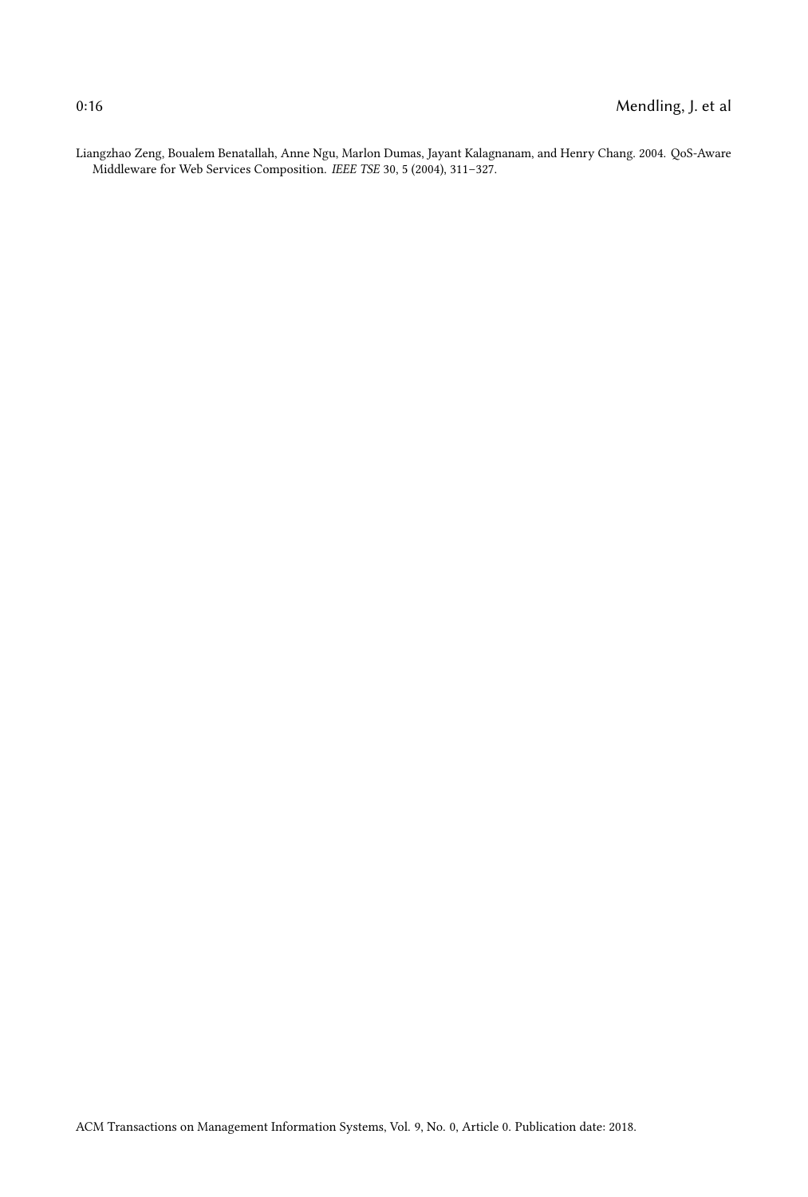Liangzhao Zeng, Boualem Benatallah, Anne Ngu, Marlon Dumas, Jayant Kalagnanam, and Henry Chang. 2004. QoS-Aware Middleware for Web Services Composition. *IEEE TSE* 30, 5 (2004), 311–327.